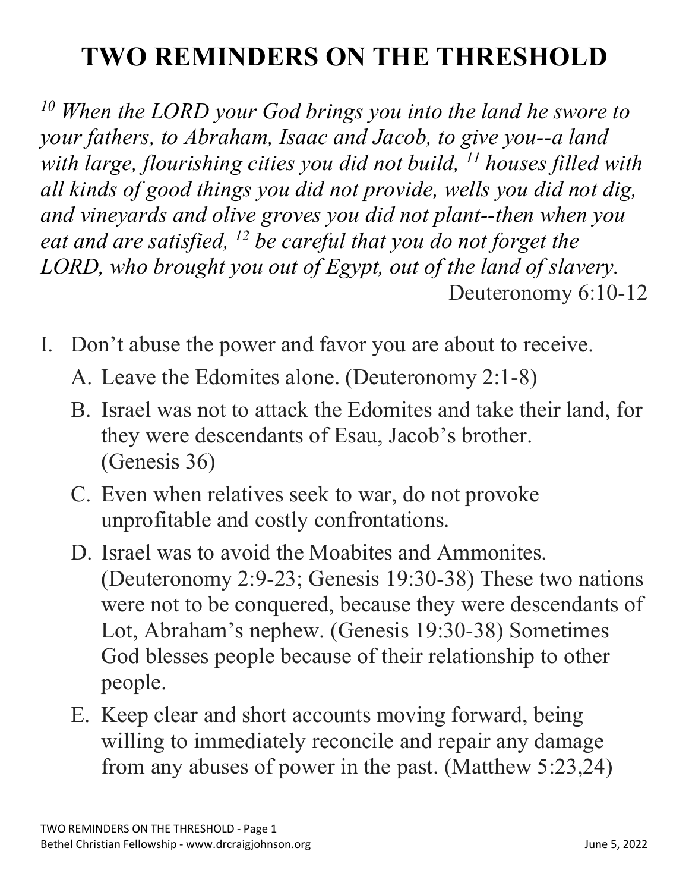# TWO REMINDERS ON THE THRESHOLD

*[10] When the LORD your God brings you into the land he swore to your fathers, to Abraham, Isaac and Jacob, to give you--a land with large, flourishing cities you did not build, [11] houses filled with all kinds of good things you did not provide, wells you did not dig, and vineyards and olive groves you did not plant--then when you eat and are satisfied, [12] be careful that you do not forget the LORD, who brought you out of Egypt, out of the land of slavery.*

Deuteronomy 6:10-12

I. Don't abuse the power and favor you are about to receive.

   A. Leave the Edomites alone. (Deuteronomy 2:1-8)

   B. Israel was not to attack the Edomites and take their land, for they were descendants of Esau, Jacob's brother. (Genesis 36)

   C. Even when relatives seek to war, do not provoke unprofitable and costly confrontations.

   D. Israel was to avoid the Moabites and Ammonites. (Deuteronomy 2:9-23; Genesis 19:30-38) These two nations were not to be conquered, because they were descendants of Lot, Abraham's nephew. (Genesis 19:30-38) Sometimes God blesses people because of their relationship to other people.

   E. Keep clear and short accounts moving forward, being willing to immediately reconcile and repair any damage from any abuses of power in the past. (Matthew 5:23,24)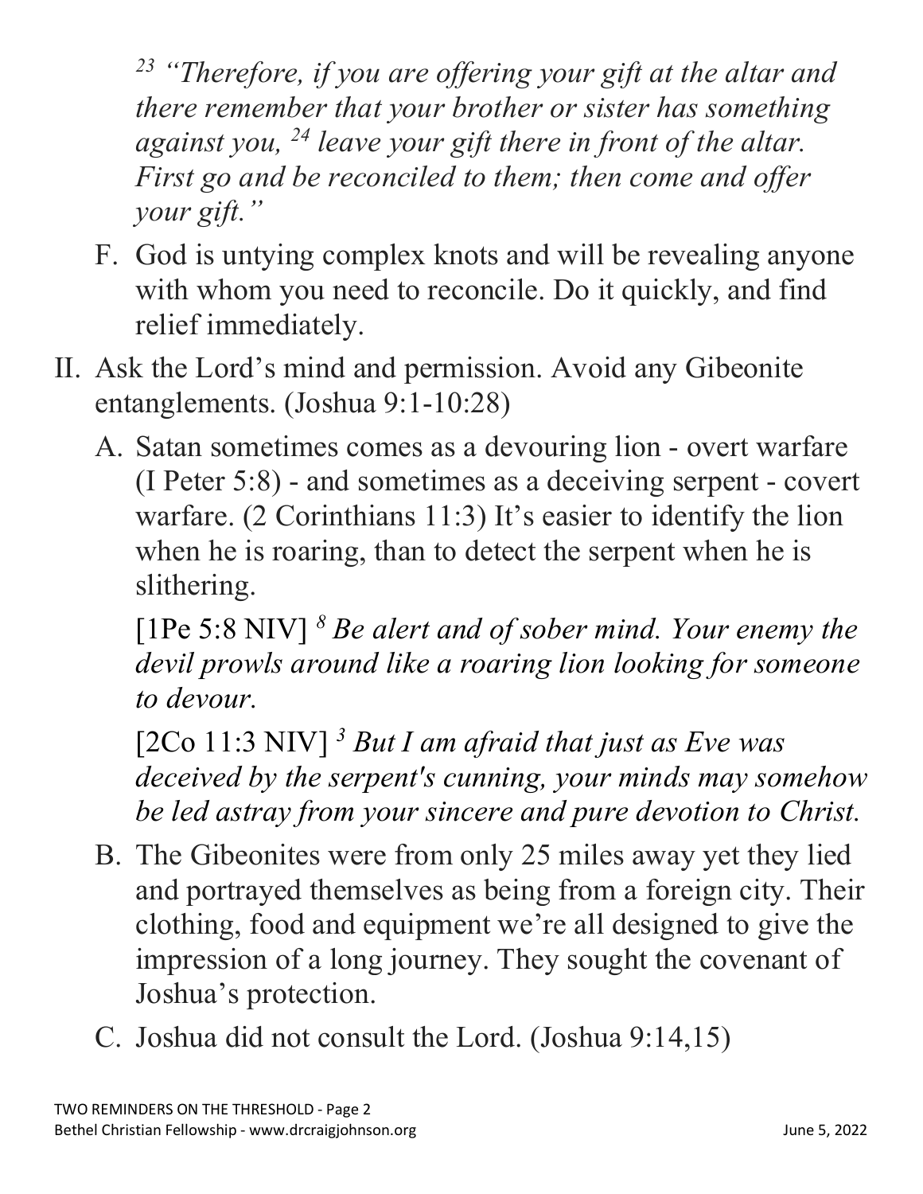*[23] "Therefore, if you are offering your gift at the altar and there remember that your brother or sister has something against you, [24] leave your gift there in front of the altar. First go and be reconciled to them; then come and offer your gift."*

F. God is untying complex knots and will be revealing anyone with whom you need to reconcile. Do it quickly, and find relief immediately.

II. Ask the Lord's mind and permission. Avoid any Gibeonite entanglements. (Joshua 9:1-10:28)

A. Satan sometimes comes as a devouring lion - overt warfare (I Peter 5:8) - and sometimes as a deceiving serpent - covert warfare. (2 Corinthians 11:3) It's easier to identify the lion when he is roaring, than to detect the serpent when he is slithering.

[1Pe 5:8 NIV] *[8] Be alert and of sober mind. Your enemy the devil prowls around like a roaring lion looking for someone to devour.*

[2Co 11:3 NIV] *[3] But I am afraid that just as Eve was deceived by the serpent's cunning, your minds may somehow be led astray from your sincere and pure devotion to Christ.*

B. The Gibeonites were from only 25 miles away yet they lied and portrayed themselves as being from a foreign city. Their clothing, food and equipment we're all designed to give the impression of a long journey. They sought the covenant of Joshua's protection.

C. Joshua did not consult the Lord. (Joshua 9:14,15)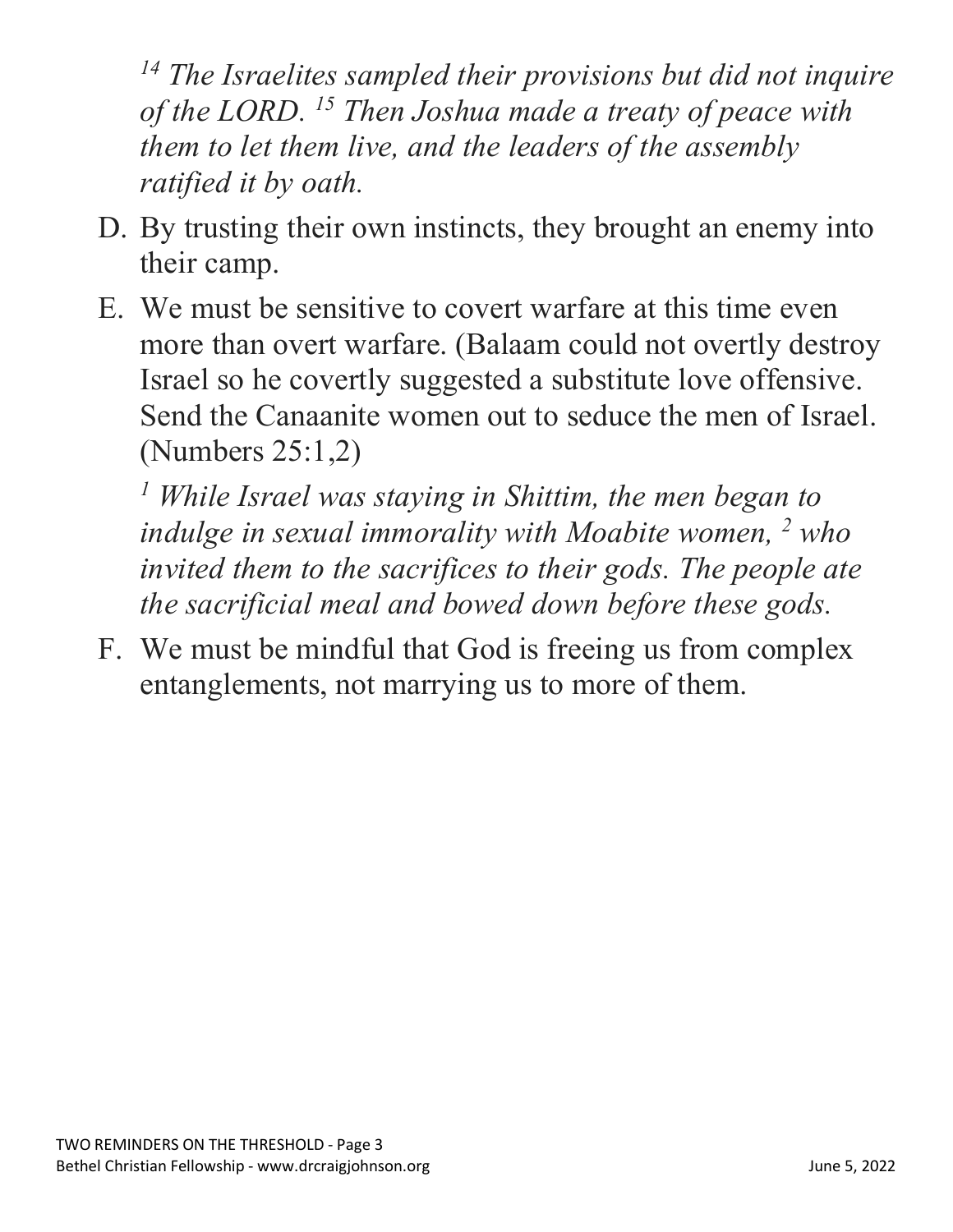*[14] The Israelites sampled their provisions but did not inquire of the LORD. [15] Then Joshua made a treaty of peace with them to let them live, and the leaders of the assembly ratified it by oath.*

D. By trusting their own instincts, they brought an enemy into their camp.

E. We must be sensitive to covert warfare at this time even more than overt warfare. (Balaam could not overtly destroy Israel so he covertly suggested a substitute love offensive. Send the Canaanite women out to seduce the men of Israel. (Numbers 25:1,2)

*[1] While Israel was staying in Shittim, the men began to indulge in sexual immorality with Moabite women, [2] who invited them to the sacrifices to their gods. The people ate the sacrificial meal and bowed down before these gods.*

F. We must be mindful that God is freeing us from complex entanglements, not marrying us to more of them.